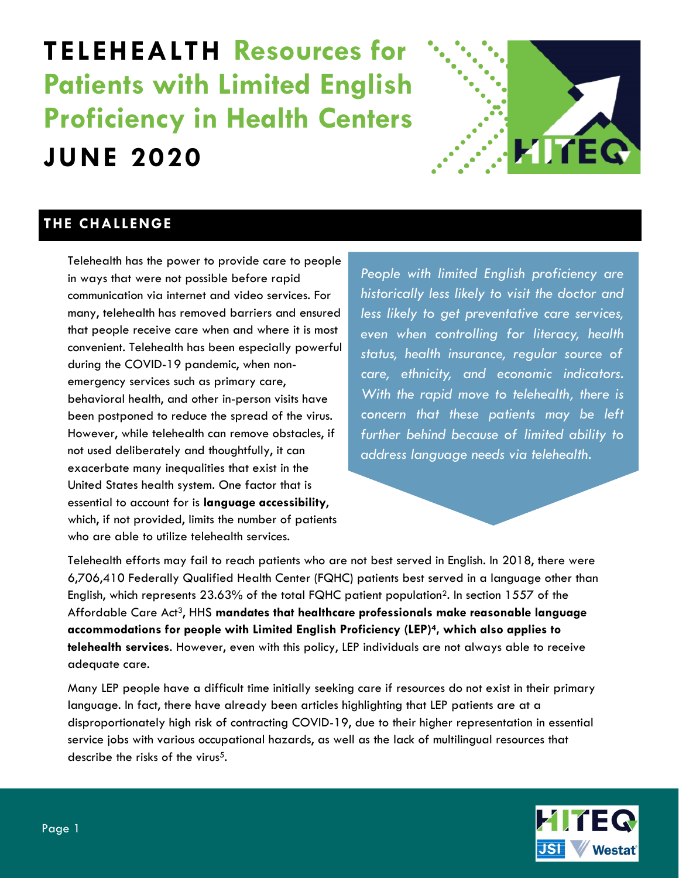# TELEHEALTH Resources for Patients with Limited English Proficiency in Health Centers JUNE 2020

## THE CHALLENGE

Telehealth has the power to provide care to people in ways that were not possible before rapid communication via internet and video services. For many, telehealth has removed barriers and ensured that people receive care when and where it is most convenient. Telehealth has been especially powerful during the COVID-19 pandemic, when non-emergency services such as primary care, behavioral health, and other in-person visits have been postponed to reduce the spread of the virus. However, while telehealth can remove obstacles, if not used deliberately and thoughtfully, it can exacerbate many inequalities that exist in the United States health system. One factor that is essential to account for is **language accessibility**, which, if not provided, limits the number of patients who are able to utilize telehealth services.

*People with limited English proficiency are historically less likely to visit the doctor and less likely to get preventative care services, even when controlling for literacy, health status, health insurance, regular source of care, ethnicity, and economic indicators. With the rapid move to telehealth, there is concern that these patients may be left further behind because of limited ability to address language needs via telehealth.*

Telehealth efforts may fail to reach patients who are not best served in English. In 2018, there were 6,706,410 Federally Qualified Health Center (FQHC) patients best served in a language other than English, which represents 23.63% of the total FQHC patient population[2]. In section 1557 of the Affordable Care Act[3], HHS **mandates that healthcare professionals make reasonable language accommodations for people with Limited English Proficiency (LEP)[4], which also applies to telehealth services**. However, even with this policy, LEP individuals are not always able to receive adequate care.

Many LEP people have a difficult time initially seeking care if resources do not exist in their primary language. In fact, there have already been articles highlighting that LEP patients are at a disproportionately high risk of contracting COVID-19, due to their higher representation in essential service jobs with various occupational hazards, as well as the lack of multilingual resources that describe the risks of the virus[5].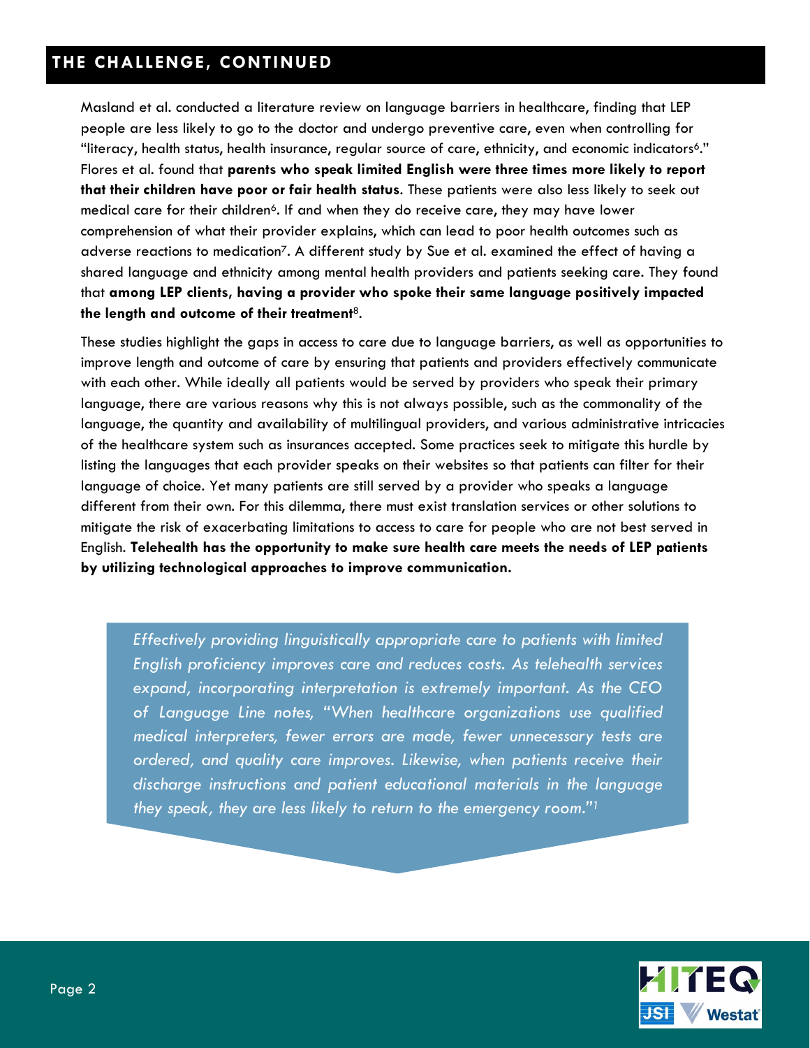## THE CHALLENGE, CONTINUED

Masland et al. conducted a literature review on language barriers in healthcare, finding that LEP people are less likely to go to the doctor and undergo preventive care, even when controlling for "literacy, health status, health insurance, regular source of care, ethnicity, and economic indicators[6]." Flores et al. found that **parents who speak limited English were three times more likely to report that their children have poor or fair health status**. These patients were also less likely to seek out medical care for their children[6]. If and when they do receive care, they may have lower comprehension of what their provider explains, which can lead to poor health outcomes such as adverse reactions to medication[7]. A different study by Sue et al. examined the effect of having a shared language and ethnicity among mental health providers and patients seeking care. They found that **among LEP clients, having a provider who spoke their same language positively impacted the length and outcome of their treatment**[8].

These studies highlight the gaps in access to care due to language barriers, as well as opportunities to improve length and outcome of care by ensuring that patients and providers effectively communicate with each other. While ideally all patients would be served by providers who speak their primary language, there are various reasons why this is not always possible, such as the commonality of the language, the quantity and availability of multilingual providers, and various administrative intricacies of the healthcare system such as insurances accepted. Some practices seek to mitigate this hurdle by listing the languages that each provider speaks on their websites so that patients can filter for their language of choice. Yet many patients are still served by a provider who speaks a language different from their own. For this dilemma, there must exist translation services or other solutions to mitigate the risk of exacerbating limitations to access to care for people who are not best served in English. **Telehealth has the opportunity to make sure health care meets the needs of LEP patients by utilizing technological approaches to improve communication.**

> *Effectively providing linguistically appropriate care to patients with limited English proficiency improves care and reduces costs. As telehealth services expand, incorporating interpretation is extremely important. As the CEO of Language Line notes, "When healthcare organizations use qualified medical interpreters, fewer errors are made, fewer unnecessary tests are ordered, and quality care improves. Likewise, when patients receive their discharge instructions and patient educational materials in the language they speak, they are less likely to return to the emergency room."[1]*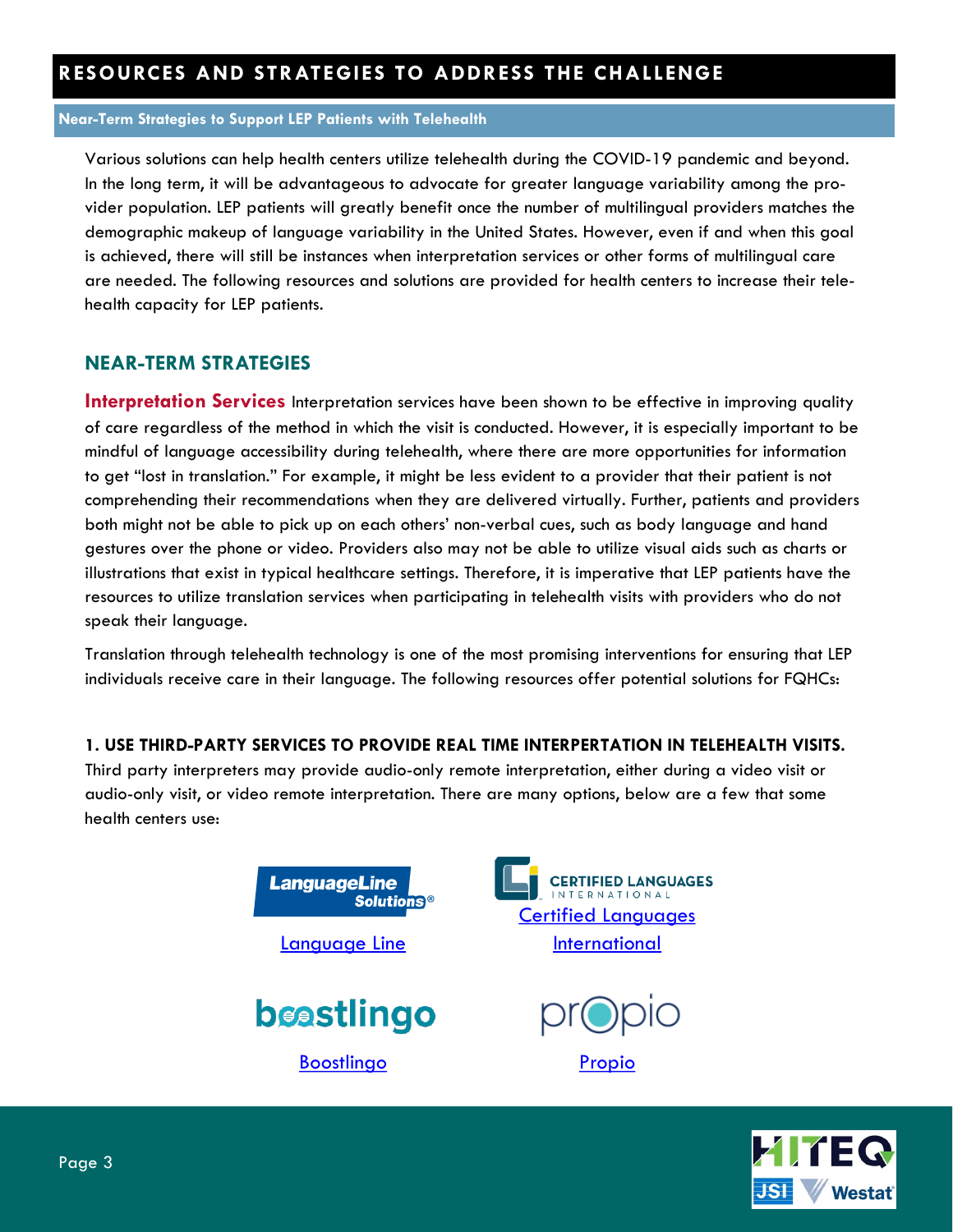# RESOURCES AND STRATEGIES TO ADDRESS THE CHALLENGE

## Near-Term Strategies to Support LEP Patients with Telehealth

Various solutions can help health centers utilize telehealth during the COVID-19 pandemic and beyond. In the long term, it will be advantageous to advocate for greater language variability among the provider population. LEP patients will greatly benefit once the number of multilingual providers matches the demographic makeup of language variability in the United States. However, even if and when this goal is achieved, there will still be instances when interpretation services or other forms of multilingual care are needed. The following resources and solutions are provided for health centers to increase their telehealth capacity for LEP patients.

## NEAR-TERM STRATEGIES

**Interpretation Services** Interpretation services have been shown to be effective in improving quality of care regardless of the method in which the visit is conducted. However, it is especially important to be mindful of language accessibility during telehealth, where there are more opportunities for information to get "lost in translation." For example, it might be less evident to a provider that their patient is not comprehending their recommendations when they are delivered virtually. Further, patients and providers both might not be able to pick up on each others' non-verbal cues, such as body language and hand gestures over the phone or video. Providers also may not be able to utilize visual aids such as charts or illustrations that exist in typical healthcare settings. Therefore, it is imperative that LEP patients have the resources to utilize translation services when participating in telehealth visits with providers who do not speak their language.

Translation through telehealth technology is one of the most promising interventions for ensuring that LEP individuals receive care in their language. The following resources offer potential solutions for FQHCs:

**1. USE THIRD-PARTY SERVICES TO PROVIDE REAL TIME INTERPERTATION IN TELEHEALTH VISITS.**

Third party interpreters may provide audio-only remote interpretation, either during a video visit or audio-only visit, or video remote interpretation. There are many options, below are a few that some health centers use:

- Language Line
- Certified Languages International
- Boostlingo
- Propio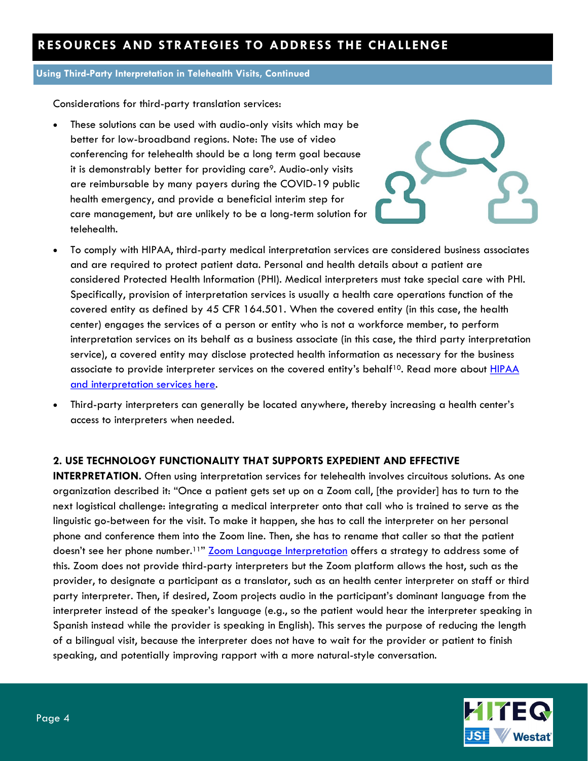## RESOURCES AND STRATEGIES TO ADDRESS THE CHALLENGE

### Using Third-Party Interpretation in Telehealth Visits, Continued

Considerations for third-party translation services:

- These solutions can be used with audio-only visits which may be better for low-broadband regions. Note: The use of video conferencing for telehealth should be a long term goal because it is demonstrably better for providing care[9]. Audio-only visits are reimbursable by many payers during the COVID-19 public health emergency, and provide a beneficial interim step for care management, but are unlikely to be a long-term solution for telehealth.
- To comply with HIPAA, third-party medical interpretation services are considered business associates and are required to protect patient data. Personal and health details about a patient are considered Protected Health Information (PHI). Medical interpreters must take special care with PHI. Specifically, provision of interpretation services is usually a health care operations function of the covered entity as defined by 45 CFR 164.501. When the covered entity (in this case, the health center) engages the services of a person or entity who is not a workforce member, to perform interpretation services on its behalf as a business associate (in this case, the third party interpretation service), a covered entity may disclose protected health information as necessary for the business associate to provide interpreter services on the covered entity's behalf[10]. Read more about HIPAA and interpretation services here.
- Third-party interpreters can generally be located anywhere, thereby increasing a health center's access to interpreters when needed.

**2. USE TECHNOLOGY FUNCTIONALITY THAT SUPPORTS EXPEDIENT AND EFFECTIVE INTERPRETATION.** Often using interpretation services for telehealth involves circuitous solutions. As one organization described it: "Once a patient gets set up on a Zoom call, [the provider] has to turn to the next logistical challenge: integrating a medical interpreter onto that call who is trained to serve as the linguistic go-between for the visit. To make it happen, she has to call the interpreter on her personal phone and conference them into the Zoom line. Then, she has to rename that caller so that the patient doesn't see her phone number.[11]" Zoom Language Interpretation offers a strategy to address some of this. Zoom does not provide third-party interpreters but the Zoom platform allows the host, such as the provider, to designate a participant as a translator, such as an health center interpreter on staff or third party interpreter. Then, if desired, Zoom projects audio in the participant's dominant language from the interpreter instead of the speaker's language (e.g., so the patient would hear the interpreter speaking in Spanish instead while the provider is speaking in English). This serves the purpose of reducing the length of a bilingual visit, because the interpreter does not have to wait for the provider or patient to finish speaking, and potentially improving rapport with a more natural-style conversation.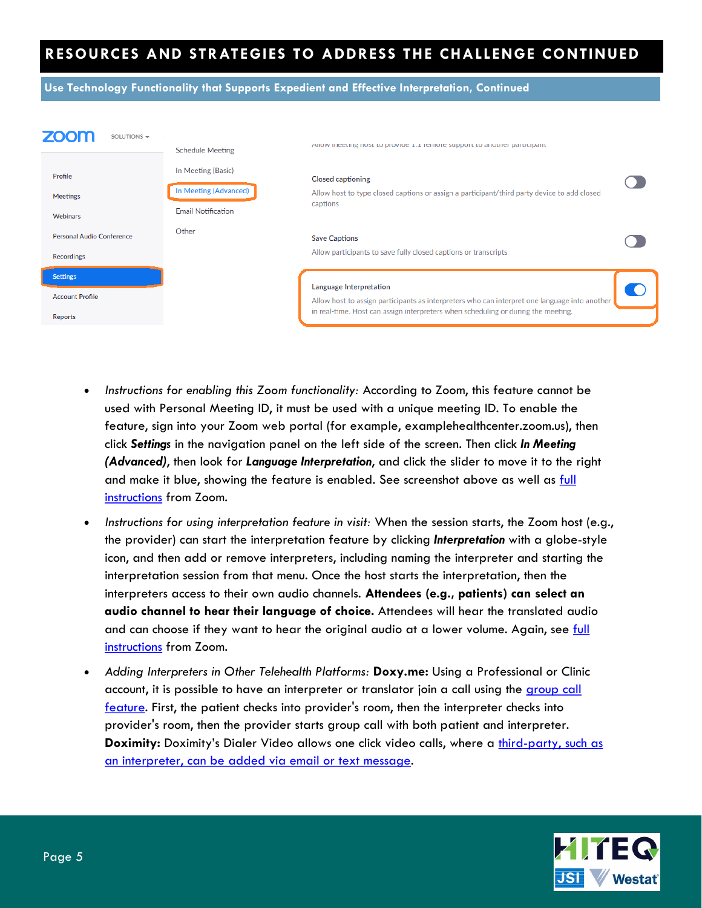## RESOURCES AND STRATEGIES TO ADDRESS THE CHALLENGE CONTINUED

### Use Technology Functionality that Supports Expedient and Effective Interpretation, Continued

- *Instructions for enabling this Zoom functionality:* According to Zoom, this feature cannot be used with Personal Meeting ID, it must be used with a unique meeting ID. To enable the feature, sign into your Zoom web portal (for example, examplehealthcenter.zoom.us), then click ***Settings*** in the navigation panel on the left side of the screen. Then click ***In Meeting (Advanced)***, then look for ***Language Interpretation***, and click the slider to move it to the right and make it blue, showing the feature is enabled. See screenshot above as well as full instructions from Zoom.
- *Instructions for using interpretation feature in visit:* When the session starts, the Zoom host (e.g., the provider) can start the interpretation feature by clicking ***Interpretation*** with a globe-style icon, and then add or remove interpreters, including naming the interpreter and starting the interpretation session from that menu. Once the host starts the interpretation, then the interpreters access to their own audio channels. **Attendees (e.g., patients) can select an audio channel to hear their language of choice.** Attendees will hear the translated audio and can choose if they want to hear the original audio at a lower volume. Again, see full instructions from Zoom.
- *Adding Interpreters in Other Telehealth Platforms:* **Doxy.me:** Using a Professional or Clinic account, it is possible to have an interpreter or translator join a call using the group call feature. First, the patient checks into provider's room, then the interpreter checks into provider's room, then the provider starts group call with both patient and interpreter. **Doximity:** Doximity's Dialer Video allows one click video calls, where a third-party, such as an interpreter, can be added via email or text message.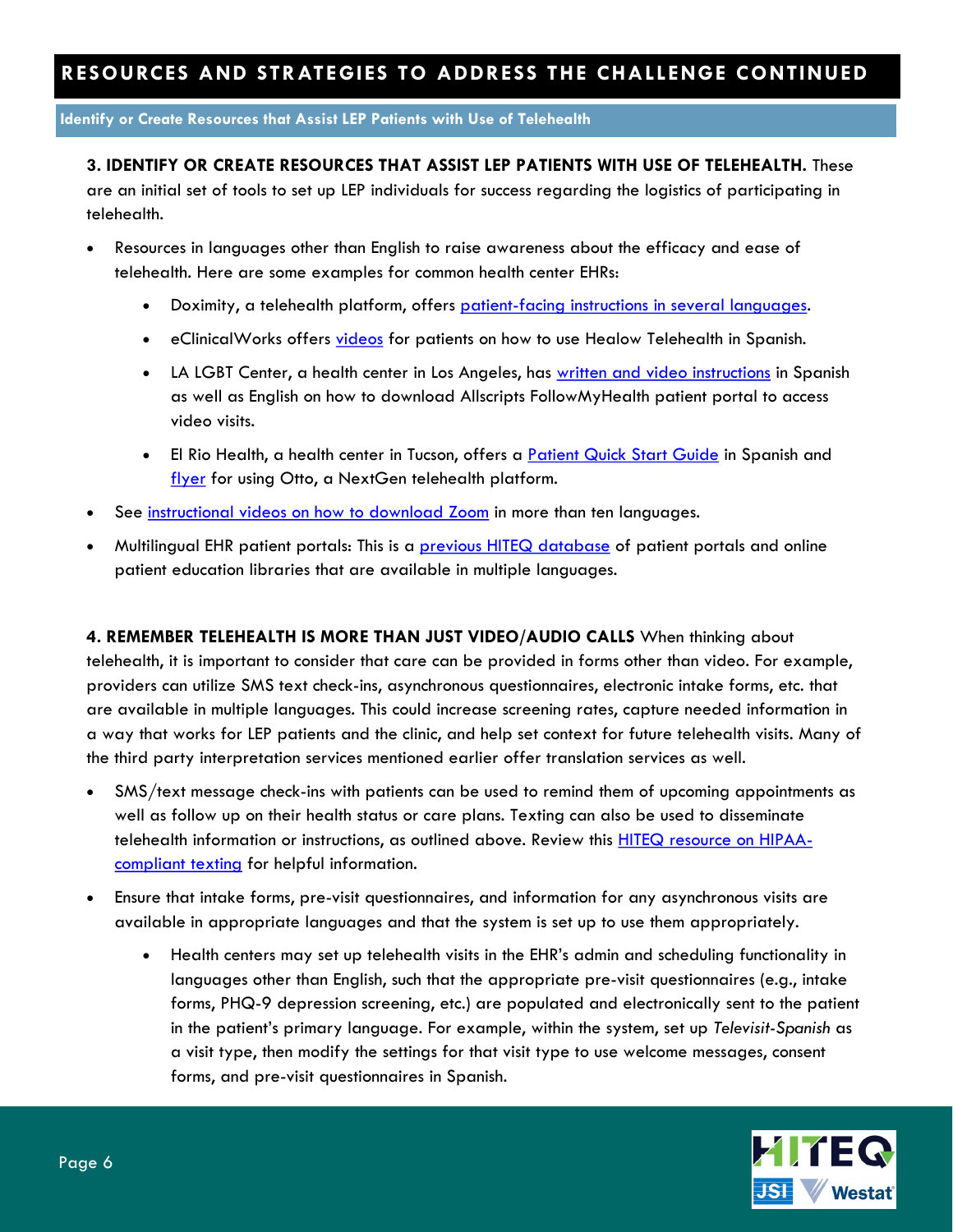## RESOURCES AND STRATEGIES TO ADDRESS THE CHALLENGE CONTINUED

### Identify or Create Resources that Assist LEP Patients with Use of Telehealth

**3. IDENTIFY OR CREATE RESOURCES THAT ASSIST LEP PATIENTS WITH USE OF TELEHEALTH.** These are an initial set of tools to set up LEP individuals for success regarding the logistics of participating in telehealth.

- Resources in languages other than English to raise awareness about the efficacy and ease of telehealth. Here are some examples for common health center EHRs:
    - Doximity, a telehealth platform, offers patient-facing instructions in several languages.
    - eClinicalWorks offers videos for patients on how to use Healow Telehealth in Spanish.
    - LA LGBT Center, a health center in Los Angeles, has written and video instructions in Spanish as well as English on how to download Allscripts FollowMyHealth patient portal to access video visits.
    - El Rio Health, a health center in Tucson, offers a Patient Quick Start Guide in Spanish and flyer for using Otto, a NextGen telehealth platform.
- See instructional videos on how to download Zoom in more than ten languages.
- Multilingual EHR patient portals: This is a previous HITEQ database of patient portals and online patient education libraries that are available in multiple languages.

**4. REMEMBER TELEHEALTH IS MORE THAN JUST VIDEO/AUDIO CALLS** When thinking about telehealth, it is important to consider that care can be provided in forms other than video. For example, providers can utilize SMS text check-ins, asynchronous questionnaires, electronic intake forms, etc. that are available in multiple languages. This could increase screening rates, capture needed information in a way that works for LEP patients and the clinic, and help set context for future telehealth visits. Many of the third party interpretation services mentioned earlier offer translation services as well.

- SMS/text message check-ins with patients can be used to remind them of upcoming appointments as well as follow up on their health status or care plans. Texting can also be used to disseminate telehealth information or instructions, as outlined above. Review this HITEQ resource on HIPAA-compliant texting for helpful information.
- Ensure that intake forms, pre-visit questionnaires, and information for any asynchronous visits are available in appropriate languages and that the system is set up to use them appropriately.
    - Health centers may set up telehealth visits in the EHR's admin and scheduling functionality in languages other than English, such that the appropriate pre-visit questionnaires (e.g., intake forms, PHQ-9 depression screening, etc.) are populated and electronically sent to the patient in the patient's primary language. For example, within the system, set up *Televisit-Spanish* as a visit type, then modify the settings for that visit type to use welcome messages, consent forms, and pre-visit questionnaires in Spanish.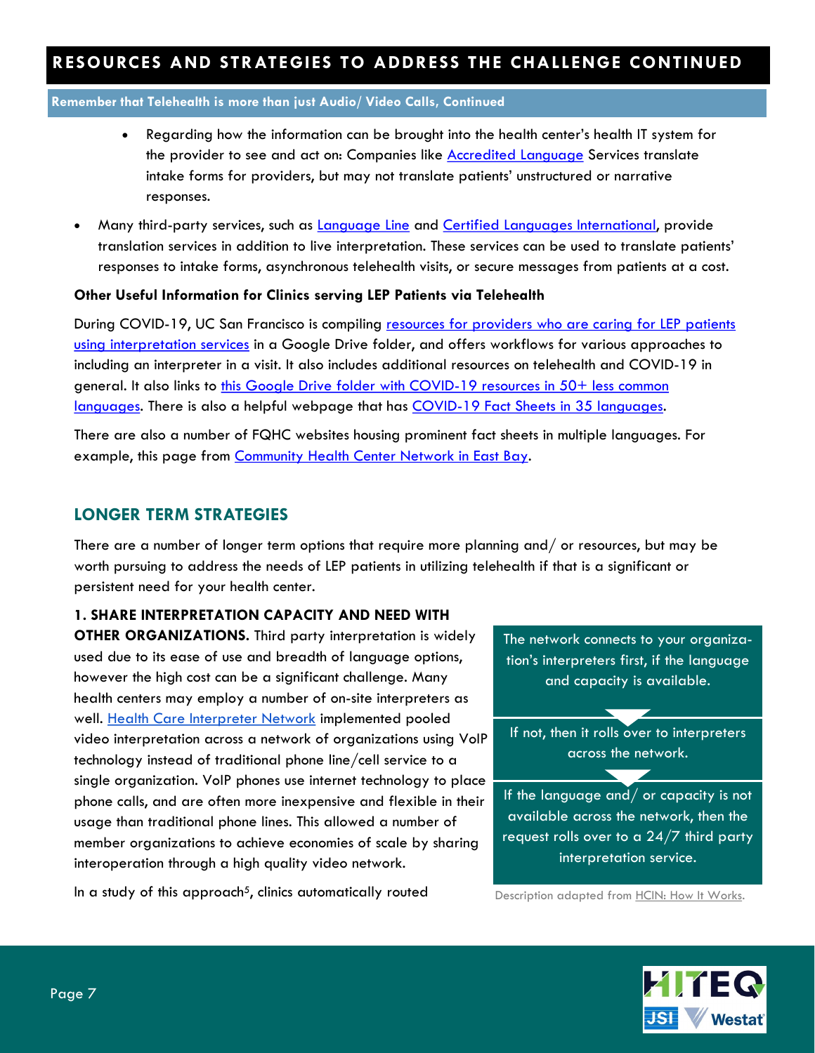## RESOURCES AND STRATEGIES TO ADDRESS THE CHALLENGE CONTINUED

**Remember that Telehealth is more than just Audio/ Video Calls, Continued**

- Regarding how the information can be brought into the health center's health IT system for the provider to see and act on: Companies like Accredited Language Services translate intake forms for providers, but may not translate patients' unstructured or narrative responses.

- Many third-party services, such as Language Line and Certified Languages International, provide translation services in addition to live interpretation. These services can be used to translate patients' responses to intake forms, asynchronous telehealth visits, or secure messages from patients at a cost.

**Other Useful Information for Clinics serving LEP Patients via Telehealth**

During COVID-19, UC San Francisco is compiling resources for providers who are caring for LEP patients using interpretation services in a Google Drive folder, and offers workflows for various approaches to including an interpreter in a visit. It also includes additional resources on telehealth and COVID-19 in general. It also links to this Google Drive folder with COVID-19 resources in 50+ less common languages. There is also a helpful webpage that has COVID-19 Fact Sheets in 35 languages.

There are also a number of FQHC websites housing prominent fact sheets in multiple languages. For example, this page from Community Health Center Network in East Bay.

### LONGER TERM STRATEGIES

There are a number of longer term options that require more planning and/ or resources, but may be worth pursuing to address the needs of LEP patients in utilizing telehealth if that is a significant or persistent need for your health center.

**1. SHARE INTERPRETATION CAPACITY AND NEED WITH OTHER ORGANIZATIONS.** Third party interpretation is widely used due to its ease of use and breadth of language options, however the high cost can be a significant challenge. Many health centers may employ a number of on-site interpreters as well. Health Care Interpreter Network implemented pooled video interpretation across a network of organizations using VoIP technology instead of traditional phone line/cell service to a single organization. VoIP phones use internet technology to place phone calls, and are often more inexpensive and flexible in their usage than traditional phone lines. This allowed a number of member organizations to achieve economies of scale by sharing interoperation through a high quality video network.

In a study of this approach[5], clinics automatically routed

> The network connects to your organization's interpreters first, if the language and capacity is available.
>
> If not, then it rolls over to interpreters across the network.
>
> If the language and/ or capacity is not available across the network, then the request rolls over to a 24/7 third party interpretation service.

Description adapted from HCIN: How It Works.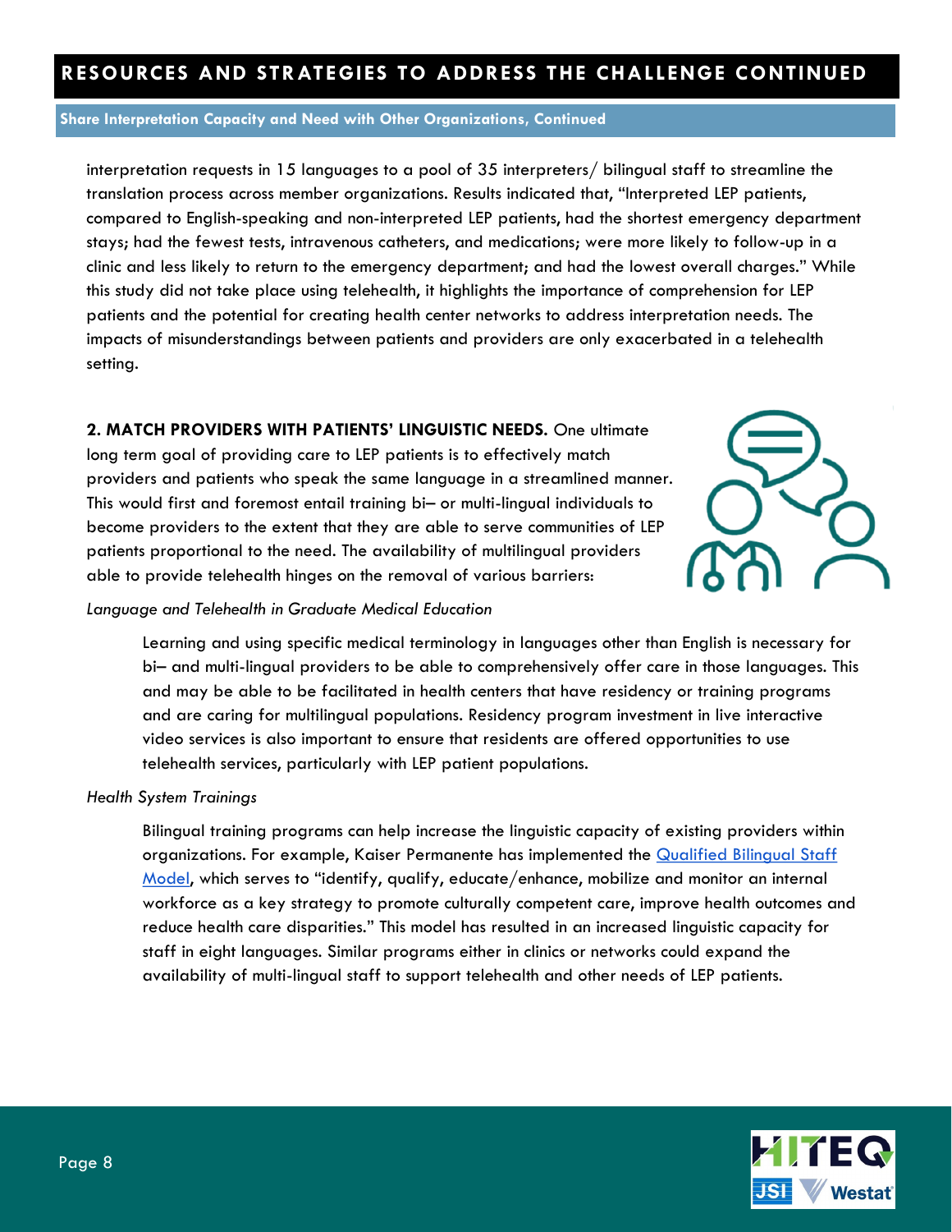## RESOURCES AND STRATEGIES TO ADDRESS THE CHALLENGE CONTINUED

### Share Interpretation Capacity and Need with Other Organizations, Continued

interpretation requests in 15 languages to a pool of 35 interpreters/ bilingual staff to streamline the translation process across member organizations. Results indicated that, "Interpreted LEP patients, compared to English-speaking and non-interpreted LEP patients, had the shortest emergency department stays; had the fewest tests, intravenous catheters, and medications; were more likely to follow-up in a clinic and less likely to return to the emergency department; and had the lowest overall charges." While this study did not take place using telehealth, it highlights the importance of comprehension for LEP patients and the potential for creating health center networks to address interpretation needs. The impacts of misunderstandings between patients and providers are only exacerbated in a telehealth setting.

**2. MATCH PROVIDERS WITH PATIENTS' LINGUISTIC NEEDS.** One ultimate long term goal of providing care to LEP patients is to effectively match providers and patients who speak the same language in a streamlined manner. This would first and foremost entail training bi– or multi-lingual individuals to become providers to the extent that they are able to serve communities of LEP patients proportional to the need. The availability of multilingual providers able to provide telehealth hinges on the removal of various barriers:

*Language and Telehealth in Graduate Medical Education*

Learning and using specific medical terminology in languages other than English is necessary for bi– and multi-lingual providers to be able to comprehensively offer care in those languages. This and may be able to be facilitated in health centers that have residency or training programs and are caring for multilingual populations. Residency program investment in live interactive video services is also important to ensure that residents are offered opportunities to use telehealth services, particularly with LEP patient populations.

*Health System Trainings*

Bilingual training programs can help increase the linguistic capacity of existing providers within organizations. For example, Kaiser Permanente has implemented the Qualified Bilingual Staff Model, which serves to "identify, qualify, educate/enhance, mobilize and monitor an internal workforce as a key strategy to promote culturally competent care, improve health outcomes and reduce health care disparities." This model has resulted in an increased linguistic capacity for staff in eight languages. Similar programs either in clinics or networks could expand the availability of multi-lingual staff to support telehealth and other needs of LEP patients.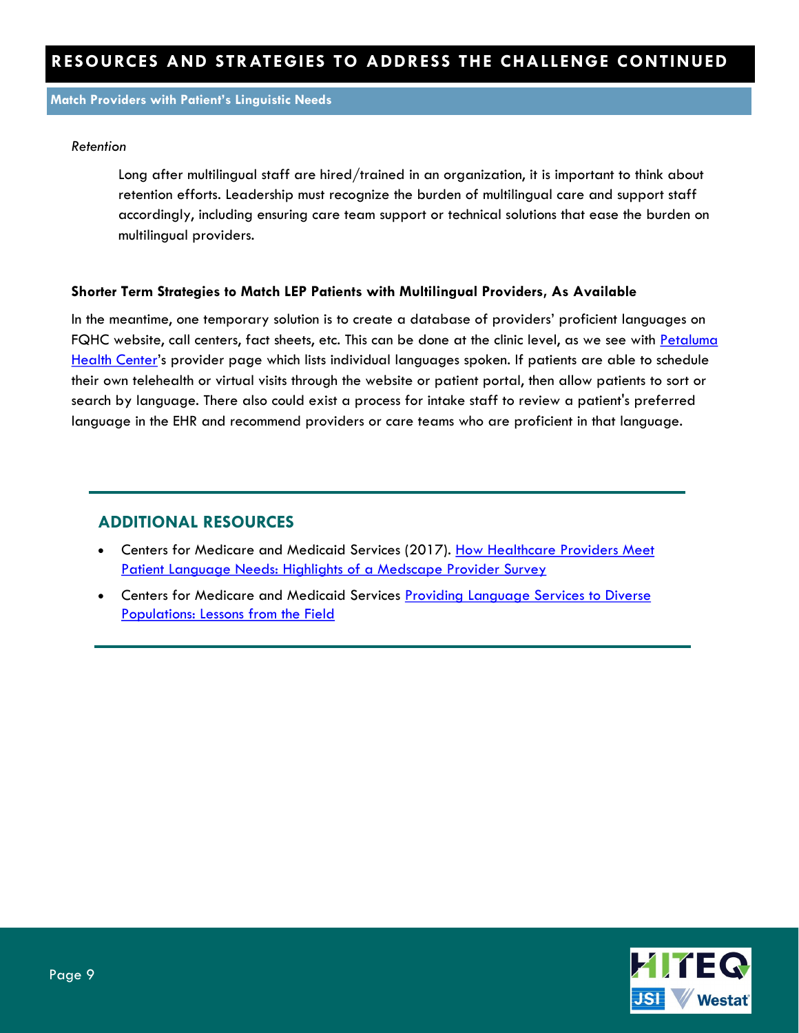## RESOURCES AND STRATEGIES TO ADDRESS THE CHALLENGE CONTINUED

### Match Providers with Patient's Linguistic Needs

*Retention*

Long after multilingual staff are hired/trained in an organization, it is important to think about retention efforts. Leadership must recognize the burden of multilingual care and support staff accordingly, including ensuring care team support or technical solutions that ease the burden on multilingual providers.

**Shorter Term Strategies to Match LEP Patients with Multilingual Providers, As Available**

In the meantime, one temporary solution is to create a database of providers' proficient languages on FQHC website, call centers, fact sheets, etc. This can be done at the clinic level, as we see with Petaluma Health Center's provider page which lists individual languages spoken. If patients are able to schedule their own telehealth or virtual visits through the website or patient portal, then allow patients to sort or search by language. There also could exist a process for intake staff to review a patient's preferred language in the EHR and recommend providers or care teams who are proficient in that language.

## ADDITIONAL RESOURCES

- Centers for Medicare and Medicaid Services (2017). How Healthcare Providers Meet Patient Language Needs: Highlights of a Medscape Provider Survey
- Centers for Medicare and Medicaid Services Providing Language Services to Diverse Populations: Lessons from the Field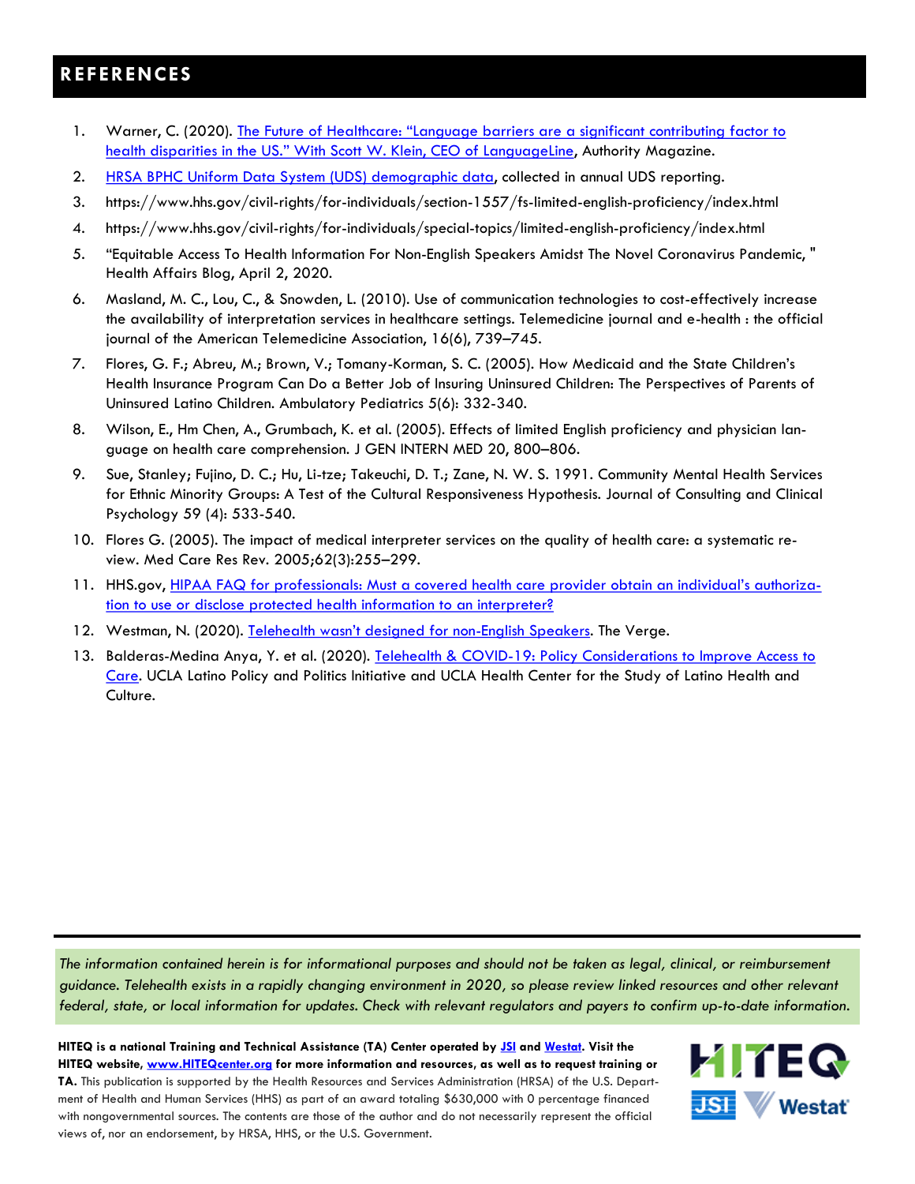# REFERENCES

1. Warner, C. (2020). The Future of Healthcare: "Language barriers are a significant contributing factor to health disparities in the US." With Scott W. Klein, CEO of LanguageLine, Authority Magazine.
2. HRSA BPHC Uniform Data System (UDS) demographic data, collected in annual UDS reporting.
3. https://www.hhs.gov/civil-rights/for-individuals/section-1557/fs-limited-english-proficiency/index.html
4. https://www.hhs.gov/civil-rights/for-individuals/special-topics/limited-english-proficiency/index.html
5. "Equitable Access To Health Information For Non-English Speakers Amidst The Novel Coronavirus Pandemic, " Health Affairs Blog, April 2, 2020.
6. Masland, M. C., Lou, C., & Snowden, L. (2010). Use of communication technologies to cost-effectively increase the availability of interpretation services in healthcare settings. Telemedicine journal and e-health : the official journal of the American Telemedicine Association, 16(6), 739–745.
7. Flores, G. F.; Abreu, M.; Brown, V.; Tomany-Korman, S. C. (2005). How Medicaid and the State Children's Health Insurance Program Can Do a Better Job of Insuring Uninsured Children: The Perspectives of Parents of Uninsured Latino Children. Ambulatory Pediatrics 5(6): 332-340.
8. Wilson, E., Hm Chen, A., Grumbach, K. et al. (2005). Effects of limited English proficiency and physician language on health care comprehension. J GEN INTERN MED 20, 800–806.
9. Sue, Stanley; Fujino, D. C.; Hu, Li-tze; Takeuchi, D. T.; Zane, N. W. S. 1991. Community Mental Health Services for Ethnic Minority Groups: A Test of the Cultural Responsiveness Hypothesis. Journal of Consulting and Clinical Psychology 59 (4): 533-540.
10. Flores G. (2005). The impact of medical interpreter services on the quality of health care: a systematic review. Med Care Res Rev. 2005;62(3):255–299.
11. HHS.gov, HIPAA FAQ for professionals: Must a covered health care provider obtain an individual's authorization to use or disclose protected health information to an interpreter?
12. Westman, N. (2020). Telehealth wasn't designed for non-English Speakers. The Verge.
13. Balderas-Medina Anya, Y. et al. (2020). Telehealth & COVID-19: Policy Considerations to Improve Access to Care. UCLA Latino Policy and Politics Initiative and UCLA Health Center for the Study of Latino Health and Culture.

*The information contained herein is for informational purposes and should not be taken as legal, clinical, or reimbursement guidance. Telehealth exists in a rapidly changing environment in 2020, so please review linked resources and other relevant federal, state, or local information for updates. Check with relevant regulators and payers to confirm up-to-date information.*

**HITEQ is a national Training and Technical Assistance (TA) Center operated by JSI and Westat. Visit the HITEQ website, www.HITEQcenter.org for more information and resources, as well as to request training or TA.** This publication is supported by the Health Resources and Services Administration (HRSA) of the U.S. Department of Health and Human Services (HHS) as part of an award totaling $630,000 with 0 percentage financed with nongovernmental sources. The contents are those of the author and do not necessarily represent the official views of, nor an endorsement, by HRSA, HHS, or the U.S. Government.